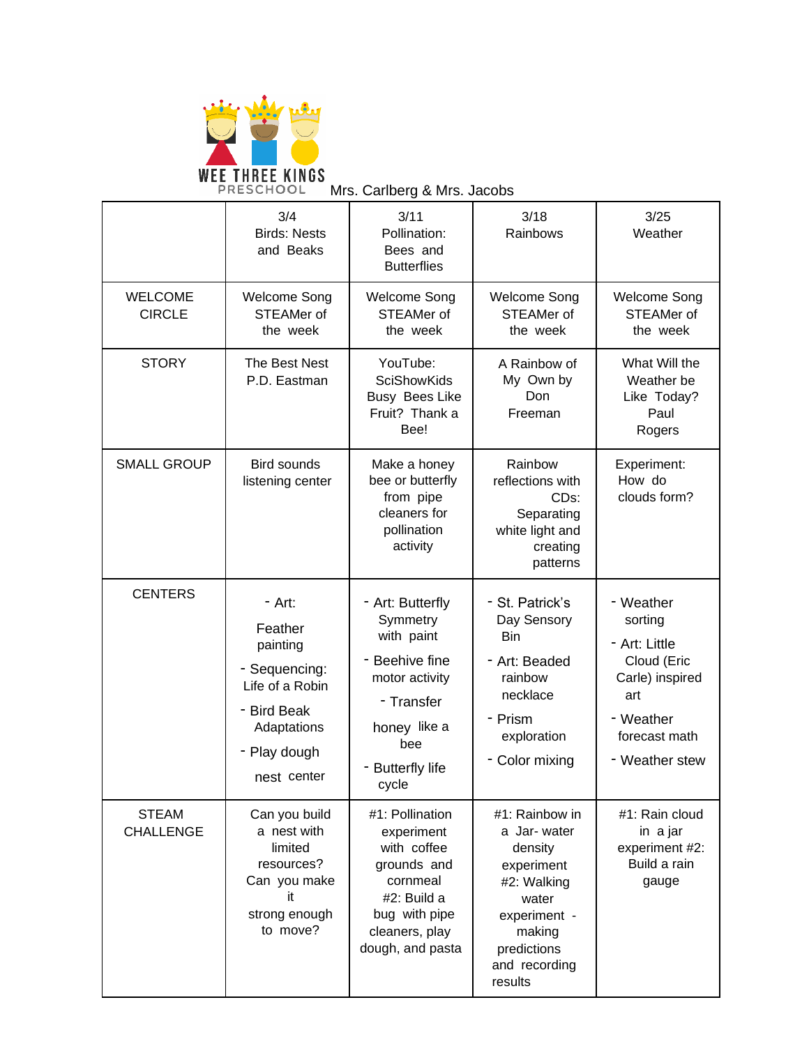WEE THREE KINGS PRESCHOOL Mrs. Carlberg & Mrs. Jacobs

| | 3/4 Birds: Nests and Beaks | 3/11 Pollination: Bees and Butterflies | 3/18 Rainbows | 3/25 Weather |
|---|---|---|---|---|
| WELCOME CIRCLE | Welcome Song STEAMer of the week | Welcome Song STEAMer of the week | Welcome Song STEAMer of the week | Welcome Song STEAMer of the week |
| STORY | The Best Nest P.D. Eastman | YouTube: SciShowKids Busy Bees Like Fruit? Thank a Bee! | A Rainbow of My Own by Don Freeman | What Will the Weather be Like Today? Paul Rogers |
| SMALL GROUP | Bird sounds listening center | Make a honey bee or butterfly from pipe cleaners for pollination activity | Rainbow reflections with CDs: Separating white light and creating patterns | Experiment: How do clouds form? |
| CENTERS | - Art: Feather painting<br>- Sequencing: Life of a Robin<br>- Bird Beak Adaptations<br>- Play dough nest center | - Art: Butterfly Symmetry with paint<br>- Beehive fine motor activity<br>- Transfer honey like a bee<br>- Butterfly life cycle | - St. Patrick's Day Sensory Bin<br>- Art: Beaded rainbow necklace<br>- Prism exploration<br>- Color mixing | - Weather sorting<br>- Art: Little Cloud (Eric Carle) inspired art<br>- Weather forecast math<br>- Weather stew |
| STEAM CHALLENGE | Can you build a nest with limited resources? Can you make it strong enough to move? | #1: Pollination experiment with coffee grounds and cornmeal #2: Build a bug with pipe cleaners, play dough, and pasta | #1: Rainbow in a Jar- water density experiment #2: Walking water experiment - making predictions and recording results | #1: Rain cloud in a jar experiment #2: Build a rain gauge |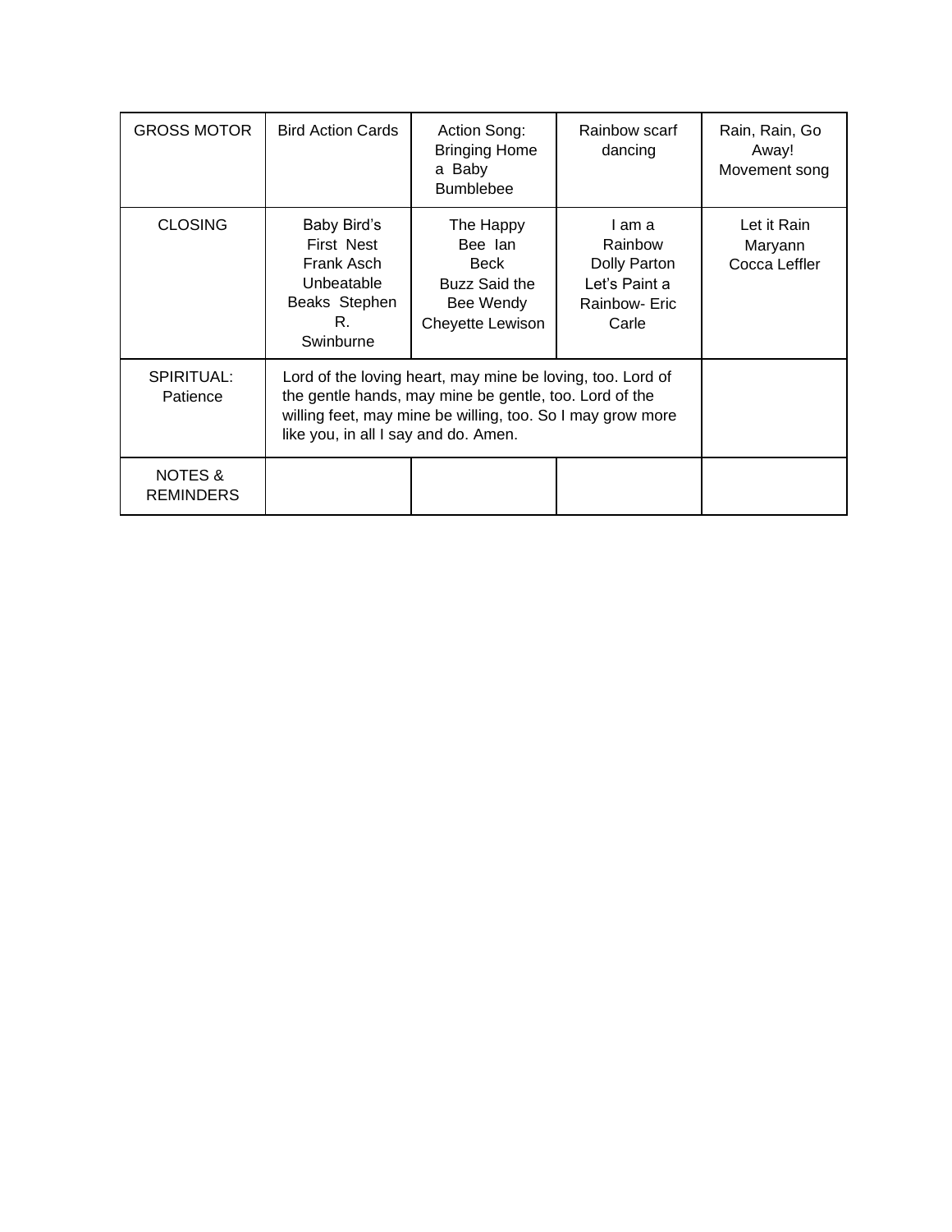| | | | | |
|---|---|---|---|---|
| GROSS MOTOR | Bird Action Cards | Action Song: Bringing Home a Baby Bumblebee | Rainbow scarf dancing | Rain, Rain, Go Away! Movement song |
| CLOSING | Baby Bird's First Nest Frank Asch Unbeatable Beaks Stephen R. Swinburne | The Happy Bee Ian Beck Buzz Said the Bee Wendy Cheyette Lewison | I am a Rainbow Dolly Parton Let's Paint a Rainbow- Eric Carle | Let it Rain Maryann Cocca Leffler |
| SPIRITUAL: Patience | Lord of the loving heart, may mine be loving, too. Lord of the gentle hands, may mine be gentle, too. Lord of the willing feet, may mine be willing, too. So I may grow more like you, in all I say and do. Amen. | | | |
| NOTES & REMINDERS | | | | |